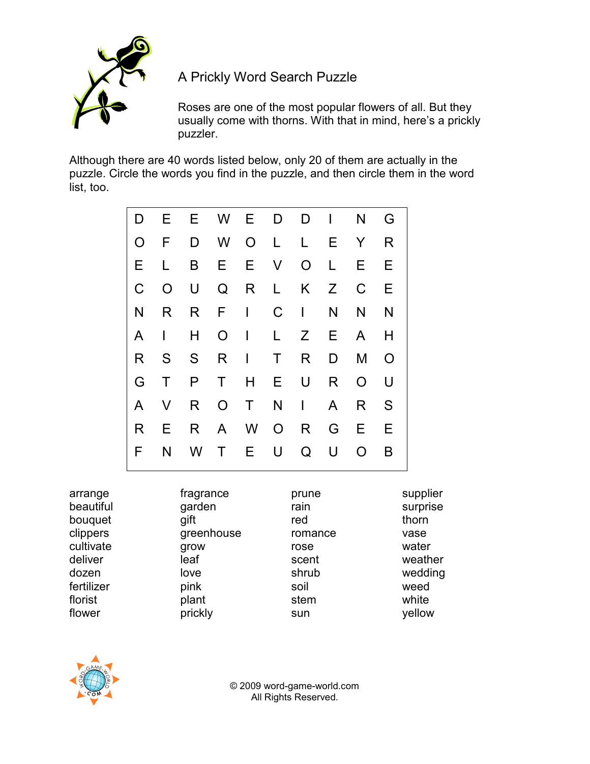# A Prickly Word Search Puzzle

Roses are one of the most popular flowers of all. But they usually come with thorns. With that in mind, here's a prickly puzzler.

Although there are 40 words listed below, only 20 of them are actually in the puzzle. Circle the words you find in the puzzle, and then circle them in the word list, too.

| | | | | | | | | | |
|---|---|---|---|---|---|---|---|---|---|
| D | E | E | W | E | D | D | I | N | G |
| O | F | D | W | O | L | L | E | Y | R |
| E | L | B | E | E | V | O | L | E | E |
| C | O | U | Q | R | L | K | Z | C | E |
| N | R | R | F | I | C | I | N | N | N |
| A | I | H | O | I | L | Z | E | A | H |
| R | S | S | R | I | T | R | D | M | O |
| G | T | P | T | H | E | U | R | O | U |
| A | V | R | O | T | N | I | A | R | S |
| R | E | R | A | W | O | R | G | E | E |
| F | N | W | T | E | U | Q | U | O | B |

arrange
beautiful
bouquet
clippers
cultivate
deliver
dozen
fertilizer
florist
flower
fragrance
garden
gift
greenhouse
grow
leaf
love
pink
plant
prickly
prune
rain
red
romance
rose
scent
shrub
soil
stem
sun
supplier
surprise
thorn
vase
water
weather
wedding
weed
white
yellow

© 2009 word-game-world.com
All Rights Reserved.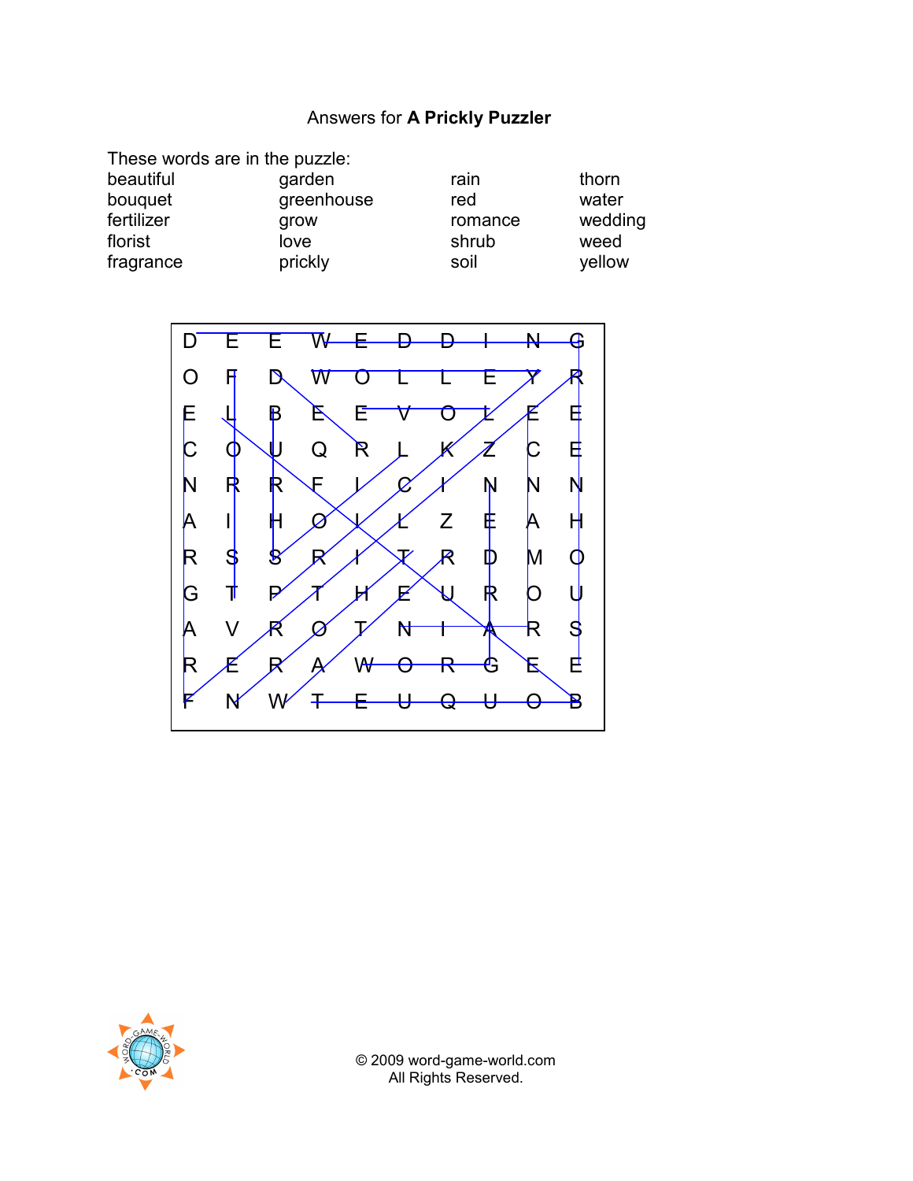Answers for **A Prickly Puzzler**

These words are in the puzzle:

| | | | |
|---|---|---|---|
| beautiful | garden | rain | thorn |
| bouquet | greenhouse | red | water |
| fertilizer | grow | romance | wedding |
| florist | love | shrub | weed |
| fragrance | prickly | soil | yellow |

| | | | | | | | | | |
|---|---|---|---|---|---|---|---|---|---|
| D | E | E | W | E | D | D | I | N | G |
| O | F | D | W | O | L | L | E | Y | R |
| E | L | B | E | E | V | O | L | E | E |
| C | O | U | Q | R | L | K | Z | C | E |
| N | R | R | F | I | C | I | N | N | N |
| A | I | H | O | I | L | Z | E | A | H |
| R | S | S | R | I | T | R | D | M | O |
| G | T | P | T | H | E | U | R | O | U |
| A | V | R | O | T | N | I | A | R | S |
| R | E | R | A | W | O | R | G | E | E |
| F | N | W | T | E | U | Q | U | O | B |

© 2009 word-game-world.com
All Rights Reserved.